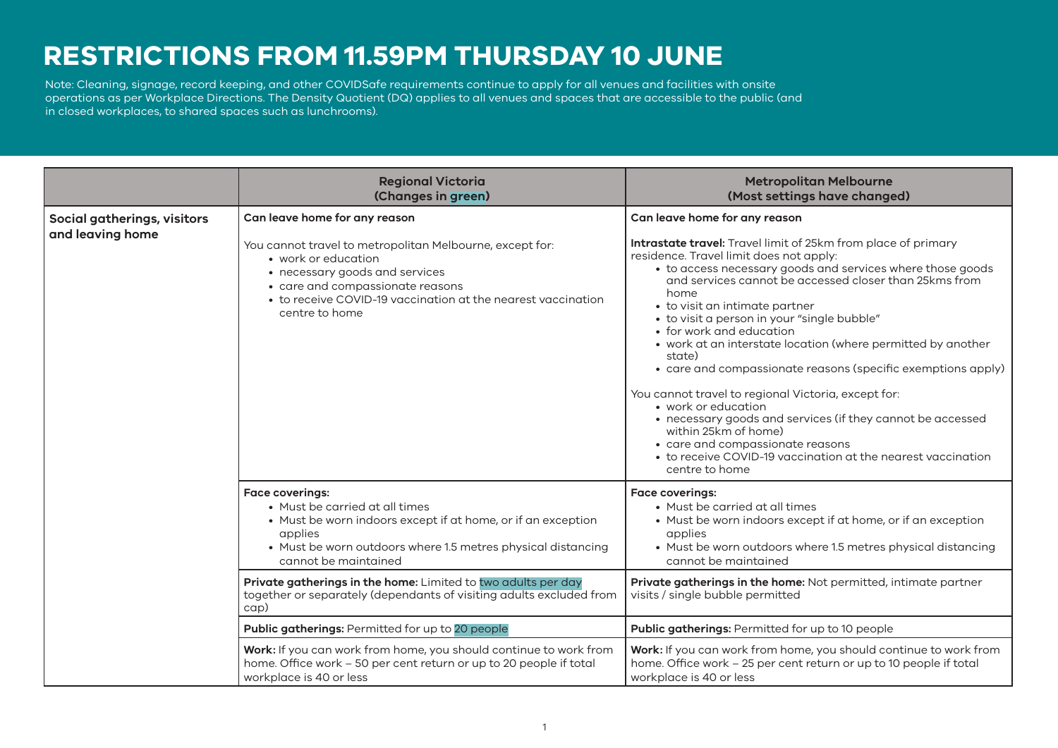# RESTRICTIONS FROM 11.59PM THURSDAY 10 JUNE

Note: Cleaning, signage, record keeping, and other COVIDSafe requirements continue to apply for all venues and facilities with onsite operations as per Workplace Directions. The Density Quotient (DQ) applies to all venues and spaces that are accessible to the public (and in closed workplaces, to shared spaces such as lunchrooms).

| | Regional Victoria (Changes in green) | Metropolitan Melbourne (Most settings have changed) |
|---|---|---|
| **Social gatherings, visitors and leaving home** | **Can leave home for any reason**<br><br>You cannot travel to metropolitan Melbourne, except for:<br>• work or education<br>• necessary goods and services<br>• care and compassionate reasons<br>• to receive COVID-19 vaccination at the nearest vaccination centre to home | **Can leave home for any reason**<br><br>**Intrastate travel:** Travel limit of 25km from place of primary residence. Travel limit does not apply:<br>• to access necessary goods and services where those goods and services cannot be accessed closer than 25kms from home<br>• to visit an intimate partner<br>• to visit a person in your "single bubble"<br>• for work and education<br>• work at an interstate location (where permitted by another state)<br>• care and compassionate reasons (specific exemptions apply)<br><br>You cannot travel to regional Victoria, except for:<br>• work or education<br>• necessary goods and services (if they cannot be accessed within 25km of home)<br>• care and compassionate reasons<br>• to receive COVID-19 vaccination at the nearest vaccination centre to home |
| | **Face coverings:**<br>• Must be carried at all times<br>• Must be worn indoors except if at home, or if an exception applies<br>• Must be worn outdoors where 1.5 metres physical distancing cannot be maintained | **Face coverings:**<br>• Must be carried at all times<br>• Must be worn indoors except if at home, or if an exception applies<br>• Must be worn outdoors where 1.5 metres physical distancing cannot be maintained |
| | **Private gatherings in the home:** Limited to two adults per day together or separately (dependants of visiting adults excluded from cap) | **Private gatherings in the home:** Not permitted, intimate partner visits / single bubble permitted |
| | **Public gatherings:** Permitted for up to 20 people | **Public gatherings:** Permitted for up to 10 people |
| | **Work:** If you can work from home, you should continue to work from home. Office work – 50 per cent return or up to 20 people if total workplace is 40 or less | **Work:** If you can work from home, you should continue to work from home. Office work – 25 per cent return or up to 10 people if total workplace is 40 or less |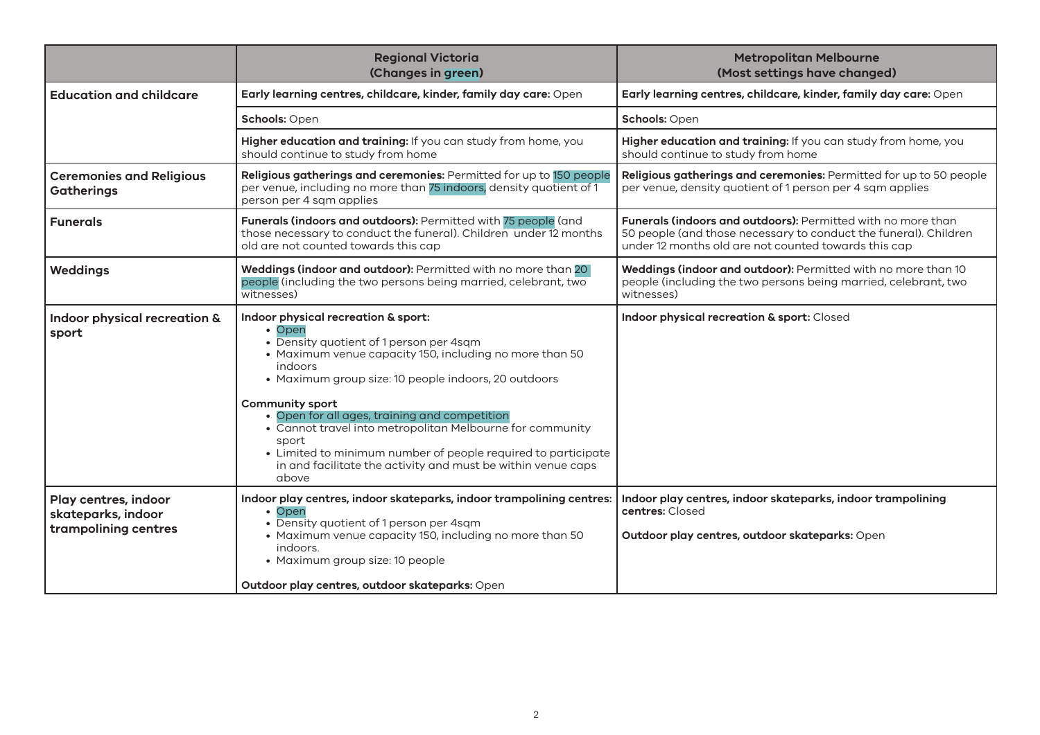| | Regional Victoria (Changes in green) | Metropolitan Melbourne (Most settings have changed) |
|---|---|---|
| **Education and childcare** | **Early learning centres, childcare, kinder, family day care:** Open | **Early learning centres, childcare, kinder, family day care:** Open |
| | **Schools:** Open | **Schools:** Open |
| | **Higher education and training:** If you can study from home, you should continue to study from home | **Higher education and training:** If you can study from home, you should continue to study from home |
| **Ceremonies and Religious Gatherings** | **Religious gatherings and ceremonies:** Permitted for up to 150 people per venue, including no more than 75 indoors, density quotient of 1 person per 4 sqm applies | **Religious gatherings and ceremonies:** Permitted for up to 50 people per venue, density quotient of 1 person per 4 sqm applies |
| **Funerals** | **Funerals (indoors and outdoors):** Permitted with 75 people (and those necessary to conduct the funeral). Children under 12 months old are not counted towards this cap | **Funerals (indoors and outdoors):** Permitted with no more than 50 people (and those necessary to conduct the funeral). Children under 12 months old are not counted towards this cap |
| **Weddings** | **Weddings (indoor and outdoor):** Permitted with no more than 20 people (including the two persons being married, celebrant, two witnesses) | **Weddings (indoor and outdoor):** Permitted with no more than 10 people (including the two persons being married, celebrant, two witnesses) |
| **Indoor physical recreation & sport** | **Indoor physical recreation & sport:**<br>• Open<br>• Density quotient of 1 person per 4sqm<br>• Maximum venue capacity 150, including no more than 50 indoors<br>• Maximum group size: 10 people indoors, 20 outdoors<br><br>**Community sport**<br>• Open for all ages, training and competition<br>• Cannot travel into metropolitan Melbourne for community sport<br>• Limited to minimum number of people required to participate in and facilitate the activity and must be within venue caps above | **Indoor physical recreation & sport:** Closed |
| **Play centres, indoor skateparks, indoor trampolining centres** | **Indoor play centres, indoor skateparks, indoor trampolining centres:**<br>• Open<br>• Density quotient of 1 person per 4sqm<br>• Maximum venue capacity 150, including no more than 50 indoors.<br>• Maximum group size: 10 people<br><br>**Outdoor play centres, outdoor skateparks:** Open | **Indoor play centres, indoor skateparks, indoor trampolining centres:** Closed<br><br>**Outdoor play centres, outdoor skateparks:** Open |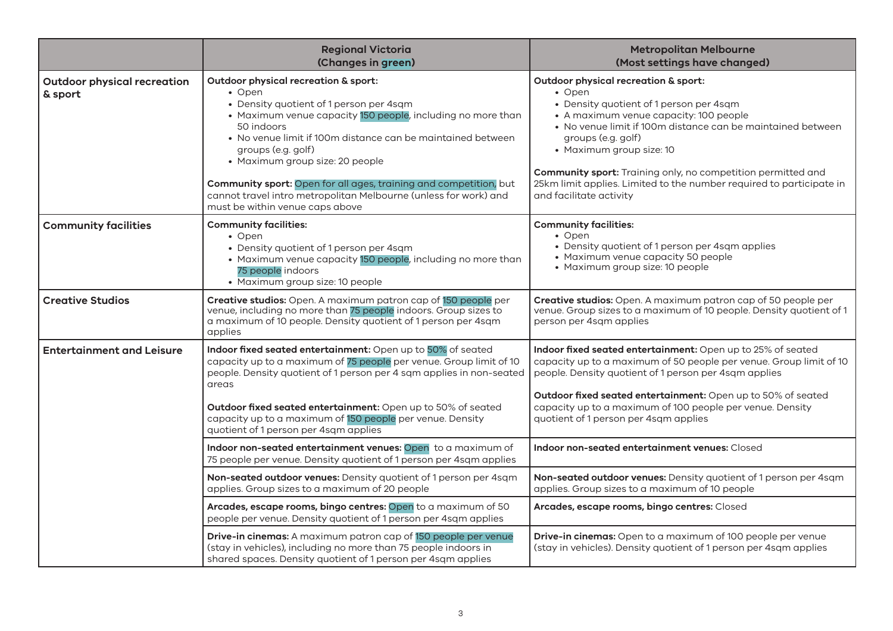| | Regional Victoria (Changes in green) | Metropolitan Melbourne (Most settings have changed) |
|---|---|---|
| **Outdoor physical recreation & sport** | **Outdoor physical recreation & sport:**<br>• Open<br>• Density quotient of 1 person per 4sqm<br>• Maximum venue capacity 150 people, including no more than 50 indoors<br>• No venue limit if 100m distance can be maintained between groups (e.g. golf)<br>• Maximum group size: 20 people<br><br>**Community sport:** Open for all ages, training and competition, but cannot travel intro metropolitan Melbourne (unless for work) and must be within venue caps above | **Outdoor physical recreation & sport:**<br>• Open<br>• Density quotient of 1 person per 4sqm<br>• A maximum venue capacity: 100 people<br>• No venue limit if 100m distance can be maintained between groups (e.g. golf)<br>• Maximum group size: 10<br><br>**Community sport:** Training only, no competition permitted and 25km limit applies. Limited to the number required to participate in and facilitate activity |
| **Community facilities** | **Community facilities:**<br>• Open<br>• Density quotient of 1 person per 4sqm<br>• Maximum venue capacity 150 people, including no more than 75 people indoors<br>• Maximum group size: 10 people | **Community facilities:**<br>• Open<br>• Density quotient of 1 person per 4sqm applies<br>• Maximum venue capacity 50 people<br>• Maximum group size: 10 people |
| **Creative Studios** | **Creative studios:** Open. A maximum patron cap of 150 people per venue, including no more than 75 people indoors. Group sizes to a maximum of 10 people. Density quotient of 1 person per 4sqm applies | **Creative studios:** Open. A maximum patron cap of 50 people per venue. Group sizes to a maximum of 10 people. Density quotient of 1 person per 4sqm applies |
| **Entertainment and Leisure** | **Indoor fixed seated entertainment:** Open up to 50% of seated capacity up to a maximum of 75 people per venue. Group limit of 10 people. Density quotient of 1 person per 4 sqm applies in non-seated areas<br><br>**Outdoor fixed seated entertainment:** Open up to 50% of seated capacity up to a maximum of 150 people per venue. Density quotient of 1 person per 4sqm applies | **Indoor fixed seated entertainment:** Open up to 25% of seated capacity up to a maximum of 50 people per venue. Group limit of 10 people. Density quotient of 1 person per 4sqm applies<br><br>**Outdoor fixed seated entertainment:** Open up to 50% of seated capacity up to a maximum of 100 people per venue. Density quotient of 1 person per 4sqm applies |
| | **Indoor non-seated entertainment venues:** Open to a maximum of 75 people per venue. Density quotient of 1 person per 4sqm applies | **Indoor non-seated entertainment venues:** Closed |
| | **Non-seated outdoor venues:** Density quotient of 1 person per 4sqm applies. Group sizes to a maximum of 20 people | **Non-seated outdoor venues:** Density quotient of 1 person per 4sqm applies. Group sizes to a maximum of 10 people |
| | **Arcades, escape rooms, bingo centres:** Open to a maximum of 50 people per venue. Density quotient of 1 person per 4sqm applies | **Arcades, escape rooms, bingo centres:** Closed |
| | **Drive-in cinemas:** A maximum patron cap of 150 people per venue (stay in vehicles), including no more than 75 people indoors in shared spaces. Density quotient of 1 person per 4sqm applies | **Drive-in cinemas:** Open to a maximum of 100 people per venue (stay in vehicles). Density quotient of 1 person per 4sqm applies |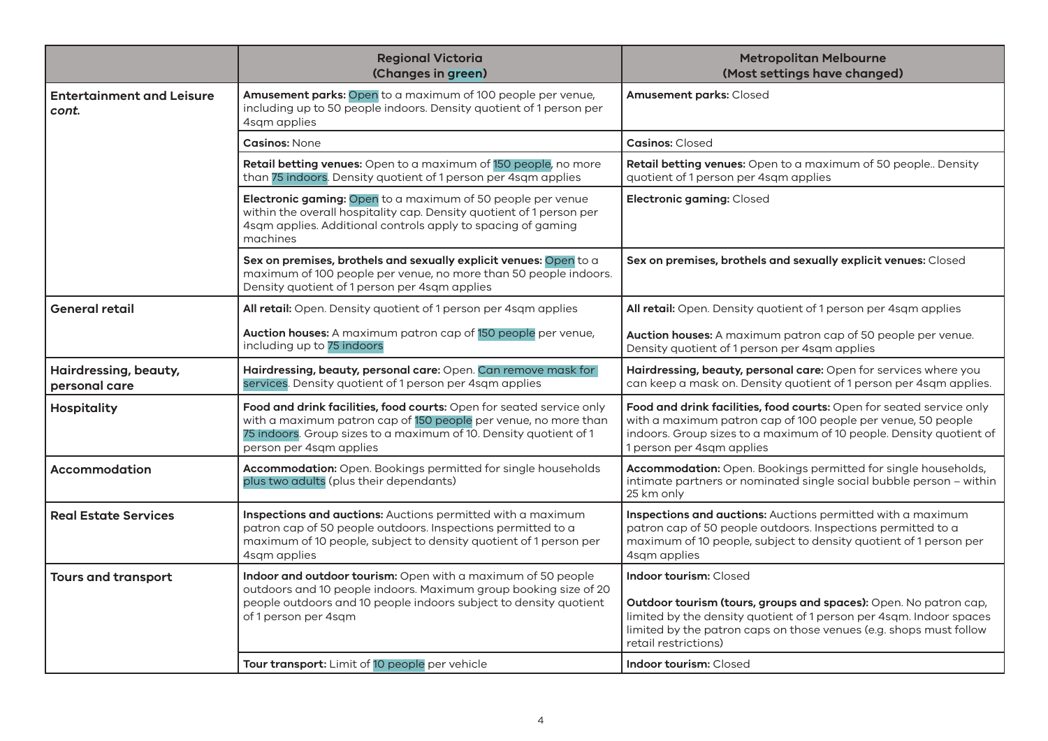| | Regional Victoria (Changes in green) | Metropolitan Melbourne (Most settings have changed) |
|---|---|---|
| **Entertainment and Leisure** *cont.* | **Amusement parks:** Open to a maximum of 100 people per venue, including up to 50 people indoors. Density quotient of 1 person per 4sqm applies | **Amusement parks:** Closed |
| | **Casinos:** None | **Casinos:** Closed |
| | **Retail betting venues:** Open to a maximum of 150 people, no more than 75 indoors. Density quotient of 1 person per 4sqm applies | **Retail betting venues:** Open to a maximum of 50 people.. Density quotient of 1 person per 4sqm applies |
| | **Electronic gaming:** Open to a maximum of 50 people per venue within the overall hospitality cap. Density quotient of 1 person per 4sqm applies. Additional controls apply to spacing of gaming machines | **Electronic gaming:** Closed |
| | **Sex on premises, brothels and sexually explicit venues:** Open to a maximum of 100 people per venue, no more than 50 people indoors. Density quotient of 1 person per 4sqm applies | **Sex on premises, brothels and sexually explicit venues:** Closed |
| **General retail** | **All retail:** Open. Density quotient of 1 person per 4sqm applies<br><br>**Auction houses:** A maximum patron cap of 150 people per venue, including up to 75 indoors | **All retail:** Open. Density quotient of 1 person per 4sqm applies<br><br>**Auction houses:** A maximum patron cap of 50 people per venue. Density quotient of 1 person per 4sqm applies |
| **Hairdressing, beauty, personal care** | **Hairdressing, beauty, personal care:** Open. Can remove mask for services. Density quotient of 1 person per 4sqm applies | **Hairdressing, beauty, personal care:** Open for services where you can keep a mask on. Density quotient of 1 person per 4sqm applies. |
| **Hospitality** | **Food and drink facilities, food courts:** Open for seated service only with a maximum patron cap of 150 people per venue, no more than 75 indoors. Group sizes to a maximum of 10. Density quotient of 1 person per 4sqm applies | **Food and drink facilities, food courts:** Open for seated service only with a maximum patron cap of 100 people per venue, 50 people indoors. Group sizes to a maximum of 10 people. Density quotient of 1 person per 4sqm applies |
| **Accommodation** | **Accommodation:** Open. Bookings permitted for single households plus two adults (plus their dependants) | **Accommodation:** Open. Bookings permitted for single households, intimate partners or nominated single social bubble person – within 25 km only |
| **Real Estate Services** | **Inspections and auctions:** Auctions permitted with a maximum patron cap of 50 people outdoors. Inspections permitted to a maximum of 10 people, subject to density quotient of 1 person per 4sqm applies | **Inspections and auctions:** Auctions permitted with a maximum patron cap of 50 people outdoors. Inspections permitted to a maximum of 10 people, subject to density quotient of 1 person per 4sqm applies |
| **Tours and transport** | **Indoor and outdoor tourism:** Open with a maximum of 50 people outdoors and 10 people indoors. Maximum group booking size of 20 people outdoors and 10 people indoors subject to density quotient of 1 person per 4sqm | **Indoor tourism:** Closed<br><br>**Outdoor tourism (tours, groups and spaces):** Open. No patron cap, limited by the density quotient of 1 person per 4sqm. Indoor spaces limited by the patron caps on those venues (e.g. shops must follow retail restrictions) |
| | **Tour transport:** Limit of 10 people per vehicle | **Indoor tourism:** Closed |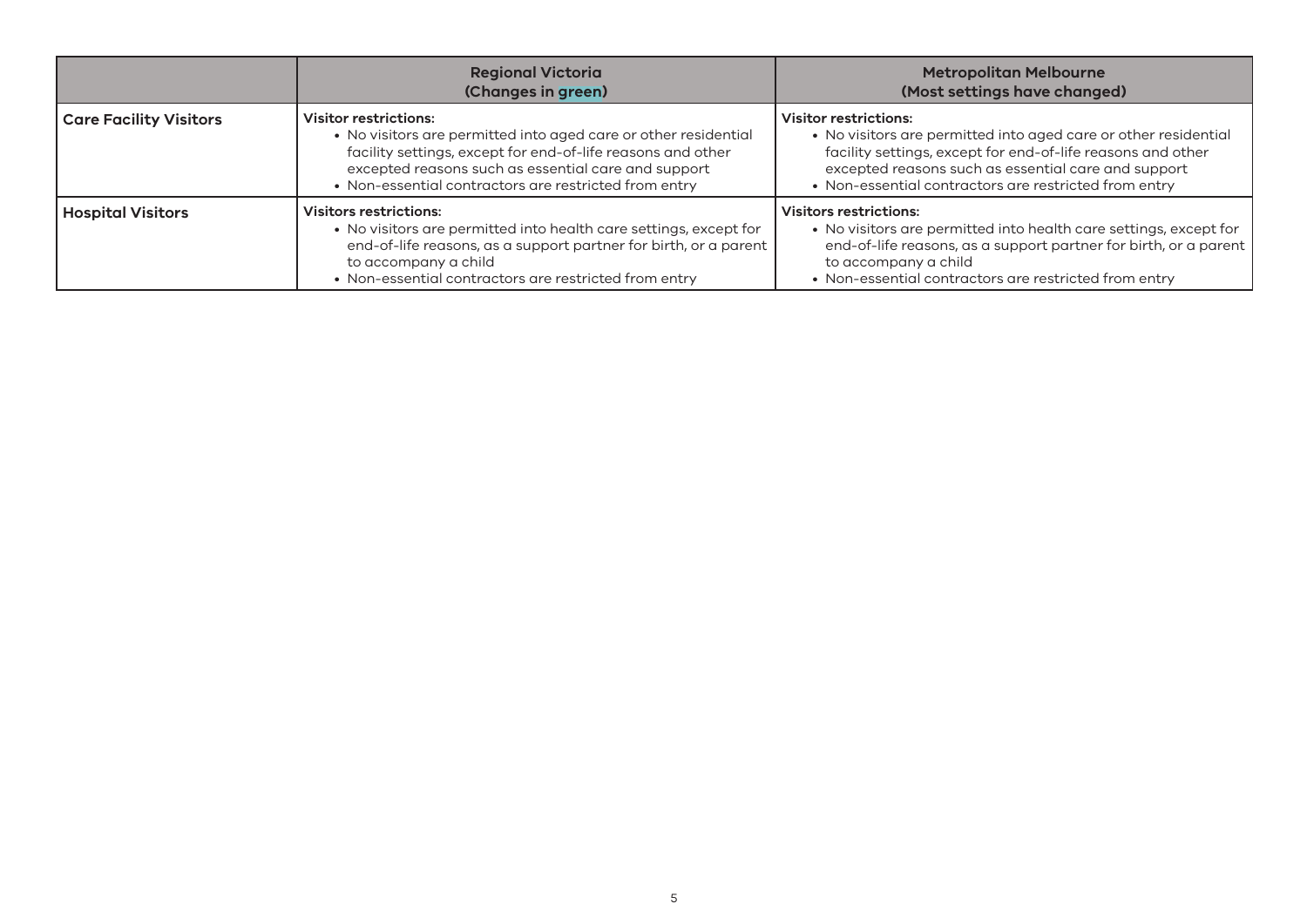| | Regional Victoria (Changes in green) | Metropolitan Melbourne (Most settings have changed) |
| --- | --- | --- |
| **Care Facility Visitors** | **Visitor restrictions:**<br>• No visitors are permitted into aged care or other residential facility settings, except for end-of-life reasons and other excepted reasons such as essential care and support<br>• Non-essential contractors are restricted from entry | **Visitor restrictions:**<br>• No visitors are permitted into aged care or other residential facility settings, except for end-of-life reasons and other excepted reasons such as essential care and support<br>• Non-essential contractors are restricted from entry |
| **Hospital Visitors** | **Visitors restrictions:**<br>• No visitors are permitted into health care settings, except for end-of-life reasons, as a support partner for birth, or a parent to accompany a child<br>• Non-essential contractors are restricted from entry | **Visitors restrictions:**<br>• No visitors are permitted into health care settings, except for end-of-life reasons, as a support partner for birth, or a parent to accompany a child<br>• Non-essential contractors are restricted from entry |